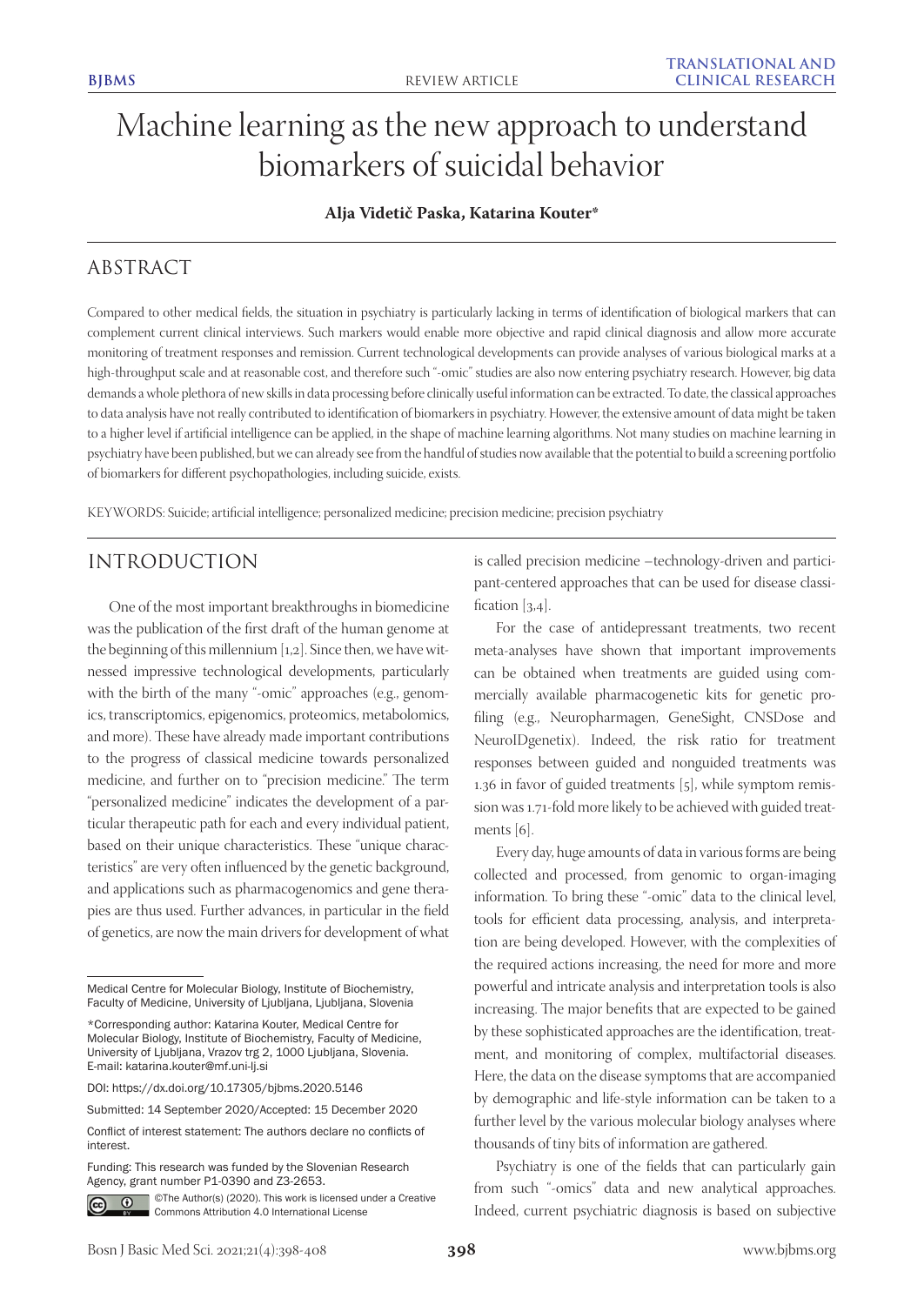# Machine learning as the new approach to understand biomarkers of suicidal behavior

**Alja Videtič Paska, Katarina Kouter***

## ABSTRACT

Compared to other medical fields, the situation in psychiatry is particularly lacking in terms of identification of biological markers that can complement current clinical interviews. Such markers would enable more objective and rapid clinical diagnosis and allow more accurate monitoring of treatment responses and remission. Current technological developments can provide analyses of various biological marks at a high-throughput scale and at reasonable cost, and therefore such "-omic" studies are also now entering psychiatry research. However, big data demands a whole plethora of new skills in data processing before clinically useful information can be extracted. To date, the classical approaches to data analysis have not really contributed to identification of biomarkers in psychiatry. However, the extensive amount of data might be taken to a higher level if artificial intelligence can be applied, in the shape of machine learning algorithms. Not many studies on machine learning in psychiatry have been published, but we can already see from the handful of studies now available that the potential to build a screening portfolio of biomarkers for different psychopathologies, including suicide, exists.

KEYWORDS: Suicide; artificial intelligence; personalized medicine; precision medicine; precision psychiatry

## INTRODUCTION

One of the most important breakthroughs in biomedicine was the publication of the first draft of the human genome at the beginning of this millennium [1,2]. Since then, we have witnessed impressive technological developments, particularly with the birth of the many "-omic" approaches (e.g., genomics, transcriptomics, epigenomics, proteomics, metabolomics, and more). These have already made important contributions to the progress of classical medicine towards personalized medicine, and further on to "precision medicine." The term "personalized medicine" indicates the development of a particular therapeutic path for each and every individual patient, based on their unique characteristics. These "unique characteristics" are very often influenced by the genetic background, and applications such as pharmacogenomics and gene therapies are thus used. Further advances, in particular in the field of genetics, are now the main drivers for development of what is called precision medicine –technology-driven and participant-centered approaches that can be used for disease classification [3,4].

For the case of antidepressant treatments, two recent meta-analyses have shown that important improvements can be obtained when treatments are guided using commercially available pharmacogenetic kits for genetic profiling (e.g., Neuropharmagen, GeneSight, CNSDose and NeuroIDgenetix). Indeed, the risk ratio for treatment responses between guided and nonguided treatments was 1.36 in favor of guided treatments [5], while symptom remission was 1.71-fold more likely to be achieved with guided treatments [6].

Every day, huge amounts of data in various forms are being collected and processed, from genomic to organ-imaging information. To bring these "-omic" data to the clinical level, tools for efficient data processing, analysis, and interpretation are being developed. However, with the complexities of the required actions increasing, the need for more and more powerful and intricate analysis and interpretation tools is also increasing. The major benefits that are expected to be gained by these sophisticated approaches are the identification, treatment, and monitoring of complex, multifactorial diseases. Here, the data on the disease symptoms that are accompanied by demographic and life-style information can be taken to a further level by the various molecular biology analyses where thousands of tiny bits of information are gathered.

Psychiatry is one of the fields that can particularly gain from such "-omics" data and new analytical approaches. Indeed, current psychiatric diagnosis is based on subjective

---

Medical Centre for Molecular Biology, Institute of Biochemistry, Faculty of Medicine, University of Ljubljana, Ljubljana, Slovenia

*Corresponding author: Katarina Kouter, Medical Centre for Molecular Biology, Institute of Biochemistry, Faculty of Medicine, University of Ljubljana, Vrazov trg 2, 1000 Ljubljana, Slovenia. E-mail: katarina.kouter@mf.uni-lj.si

DOI: https://dx.doi.org/10.17305/bjbms.2020.5146

Submitted: 14 September 2020/Accepted: 15 December 2020

Conflict of interest statement: The authors declare no conflicts of interest.

Funding: This research was funded by the Slovenian Research Agency, grant number P1-0390 and Z3-2653.

©The Author(s) (2020). This work is licensed under a Creative Commons Attribution 4.0 International License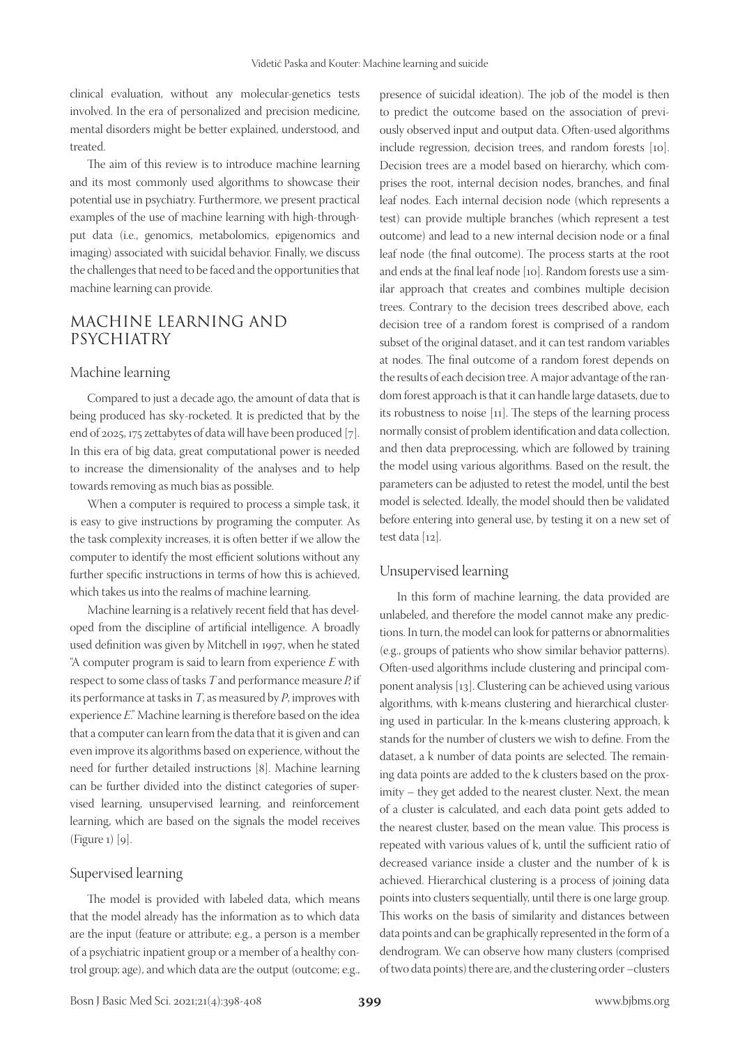clinical evaluation, without any molecular-genetics tests involved. In the era of personalized and precision medicine, mental disorders might be better explained, understood, and treated.

The aim of this review is to introduce machine learning and its most commonly used algorithms to showcase their potential use in psychiatry. Furthermore, we present practical examples of the use of machine learning with high-throughput data (i.e., genomics, metabolomics, epigenomics and imaging) associated with suicidal behavior. Finally, we discuss the challenges that need to be faced and the opportunities that machine learning can provide.

## MACHINE LEARNING AND PSYCHIATRY

### Machine learning

Compared to just a decade ago, the amount of data that is being produced has sky-rocketed. It is predicted that by the end of 2025, 175 zettabytes of data will have been produced [7]. In this era of big data, great computational power is needed to increase the dimensionality of the analyses and to help towards removing as much bias as possible.

When a computer is required to process a simple task, it is easy to give instructions by programing the computer. As the task complexity increases, it is often better if we allow the computer to identify the most efficient solutions without any further specific instructions in terms of how this is achieved, which takes us into the realms of machine learning.

Machine learning is a relatively recent field that has developed from the discipline of artificial intelligence. A broadly used definition was given by Mitchell in 1997, when he stated "A computer program is said to learn from experience *E* with respect to some class of tasks *T* and performance measure *P*, if its performance at tasks in *T*, as measured by *P*, improves with experience *E*." Machine learning is therefore based on the idea that a computer can learn from the data that it is given and can even improve its algorithms based on experience, without the need for further detailed instructions [8]. Machine learning can be further divided into the distinct categories of supervised learning, unsupervised learning, and reinforcement learning, which are based on the signals the model receives (Figure 1) [9].

### Supervised learning

The model is provided with labeled data, which means that the model already has the information as to which data are the input (feature or attribute; e.g., a person is a member of a psychiatric inpatient group or a member of a healthy control group; age), and which data are the output (outcome; e.g., presence of suicidal ideation). The job of the model is then to predict the outcome based on the association of previously observed input and output data. Often-used algorithms include regression, decision trees, and random forests [10]. Decision trees are a model based on hierarchy, which comprises the root, internal decision nodes, branches, and final leaf nodes. Each internal decision node (which represents a test) can provide multiple branches (which represent a test outcome) and lead to a new internal decision node or a final leaf node (the final outcome). The process starts at the root and ends at the final leaf node [10]. Random forests use a similar approach that creates and combines multiple decision trees. Contrary to the decision trees described above, each decision tree of a random forest is comprised of a random subset of the original dataset, and it can test random variables at nodes. The final outcome of a random forest depends on the results of each decision tree. A major advantage of the random forest approach is that it can handle large datasets, due to its robustness to noise [11]. The steps of the learning process normally consist of problem identification and data collection, and then data preprocessing, which are followed by training the model using various algorithms. Based on the result, the parameters can be adjusted to retest the model, until the best model is selected. Ideally, the model should then be validated before entering into general use, by testing it on a new set of test data [12].

### Unsupervised learning

In this form of machine learning, the data provided are unlabeled, and therefore the model cannot make any predictions. In turn, the model can look for patterns or abnormalities (e.g., groups of patients who show similar behavior patterns). Often-used algorithms include clustering and principal component analysis [13]. Clustering can be achieved using various algorithms, with k-means clustering and hierarchical clustering used in particular. In the k-means clustering approach, k stands for the number of clusters we wish to define. From the dataset, a k number of data points are selected. The remaining data points are added to the k clusters based on the proximity – they get added to the nearest cluster. Next, the mean of a cluster is calculated, and each data point gets added to the nearest cluster, based on the mean value. This process is repeated with various values of k, until the sufficient ratio of decreased variance inside a cluster and the number of k is achieved. Hierarchical clustering is a process of joining data points into clusters sequentially, until there is one large group. This works on the basis of similarity and distances between data points and can be graphically represented in the form of a dendrogram. We can observe how many clusters (comprised of two data points) there are, and the clustering order –clusters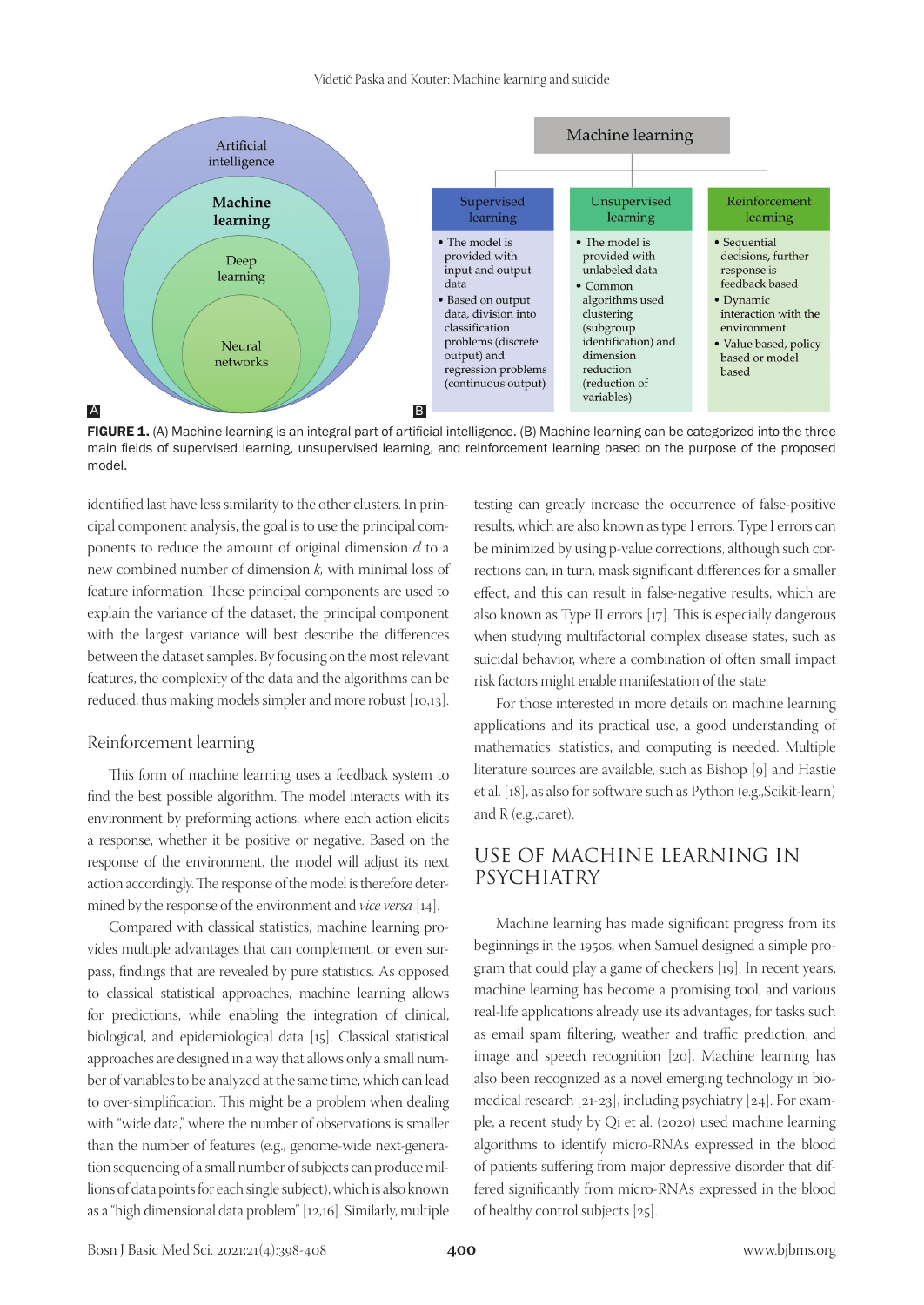FIGURE 1. (A) Machine learning is an integral part of artificial intelligence. (B) Machine learning can be categorized into the three main fields of supervised learning, unsupervised learning, and reinforcement learning based on the purpose of the proposed model.

identified last have less similarity to the other clusters. In principal component analysis, the goal is to use the principal components to reduce the amount of original dimension $d$ to a new combined number of dimension $k$, with minimal loss of feature information. These principal components are used to explain the variance of the dataset; the principal component with the largest variance will best describe the differences between the dataset samples. By focusing on the most relevant features, the complexity of the data and the algorithms can be reduced, thus making models simpler and more robust [10,13].

### Reinforcement learning

This form of machine learning uses a feedback system to find the best possible algorithm. The model interacts with its environment by preforming actions, where each action elicits a response, whether it be positive or negative. Based on the response of the environment, the model will adjust its next action accordingly. The response of the model is therefore determined by the response of the environment and *vice versa* [14].

Compared with classical statistics, machine learning provides multiple advantages that can complement, or even surpass, findings that are revealed by pure statistics. As opposed to classical statistical approaches, machine learning allows for predictions, while enabling the integration of clinical, biological, and epidemiological data [15]. Classical statistical approaches are designed in a way that allows only a small number of variables to be analyzed at the same time, which can lead to over-simplification. This might be a problem when dealing with "wide data," where the number of observations is smaller than the number of features (e.g., genome-wide next-generation sequencing of a small number of subjects can produce millions of data points for each single subject), which is also known as a "high dimensional data problem" [12,16]. Similarly, multiple testing can greatly increase the occurrence of false-positive results, which are also known as type I errors. Type I errors can be minimized by using p-value corrections, although such corrections can, in turn, mask significant differences for a smaller effect, and this can result in false-negative results, which are also known as Type II errors [17]. This is especially dangerous when studying multifactorial complex disease states, such as suicidal behavior, where a combination of often small impact risk factors might enable manifestation of the state.

For those interested in more details on machine learning applications and its practical use, a good understanding of mathematics, statistics, and computing is needed. Multiple literature sources are available, such as Bishop [9] and Hastie et al. [18], as also for software such as Python (e.g.,Scikit-learn) and R (e.g.,caret).

## USE OF MACHINE LEARNING IN PSYCHIATRY

Machine learning has made significant progress from its beginnings in the 1950s, when Samuel designed a simple program that could play a game of checkers [19]. In recent years, machine learning has become a promising tool, and various real-life applications already use its advantages, for tasks such as email spam filtering, weather and traffic prediction, and image and speech recognition [20]. Machine learning has also been recognized as a novel emerging technology in biomedical research [21-23], including psychiatry [24]. For example, a recent study by Qi et al. (2020) used machine learning algorithms to identify micro-RNAs expressed in the blood of patients suffering from major depressive disorder that differed significantly from micro-RNAs expressed in the blood of healthy control subjects [25].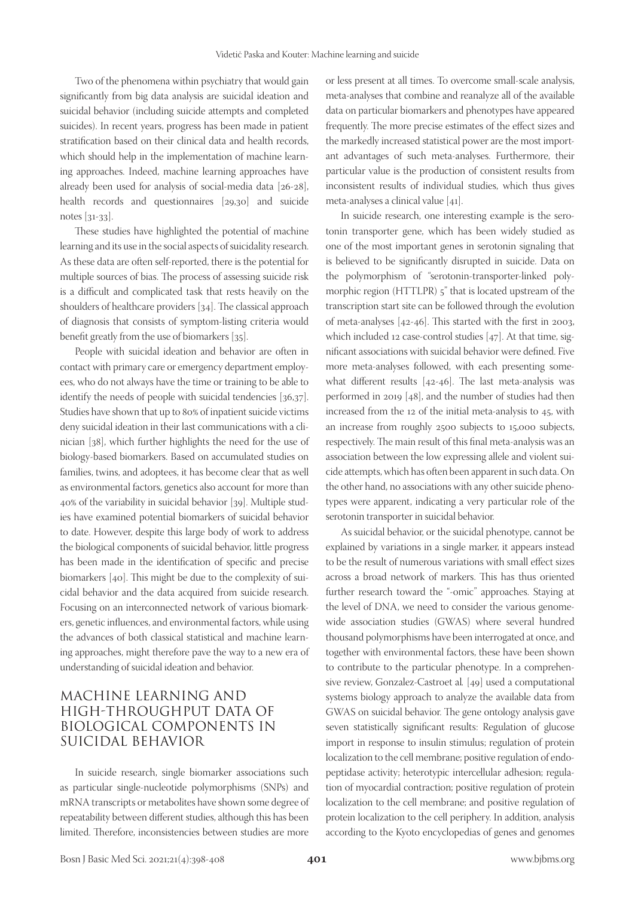Two of the phenomena within psychiatry that would gain significantly from big data analysis are suicidal ideation and suicidal behavior (including suicide attempts and completed suicides). In recent years, progress has been made in patient stratification based on their clinical data and health records, which should help in the implementation of machine learning approaches. Indeed, machine learning approaches have already been used for analysis of social-media data [26-28], health records and questionnaires [29,30] and suicide notes [31-33].

These studies have highlighted the potential of machine learning and its use in the social aspects of suicidality research. As these data are often self-reported, there is the potential for multiple sources of bias. The process of assessing suicide risk is a difficult and complicated task that rests heavily on the shoulders of healthcare providers [34]. The classical approach of diagnosis that consists of symptom-listing criteria would benefit greatly from the use of biomarkers [35].

People with suicidal ideation and behavior are often in contact with primary care or emergency department employees, who do not always have the time or training to be able to identify the needs of people with suicidal tendencies [36,37]. Studies have shown that up to 80% of inpatient suicide victims deny suicidal ideation in their last communications with a clinician [38], which further highlights the need for the use of biology-based biomarkers. Based on accumulated studies on families, twins, and adoptees, it has become clear that as well as environmental factors, genetics also account for more than 40% of the variability in suicidal behavior [39]. Multiple studies have examined potential biomarkers of suicidal behavior to date. However, despite this large body of work to address the biological components of suicidal behavior, little progress has been made in the identification of specific and precise biomarkers [40]. This might be due to the complexity of suicidal behavior and the data acquired from suicide research. Focusing on an interconnected network of various biomarkers, genetic influences, and environmental factors, while using the advances of both classical statistical and machine learning approaches, might therefore pave the way to a new era of understanding of suicidal ideation and behavior.

## MACHINE LEARNING AND HIGH-THROUGHPUT DATA OF BIOLOGICAL COMPONENTS IN SUICIDAL BEHAVIOR

In suicide research, single biomarker associations such as particular single-nucleotide polymorphisms (SNPs) and mRNA transcripts or metabolites have shown some degree of repeatability between different studies, although this has been limited. Therefore, inconsistencies between studies are more or less present at all times. To overcome small-scale analysis, meta-analyses that combine and reanalyze all of the available data on particular biomarkers and phenotypes have appeared frequently. The more precise estimates of the effect sizes and the markedly increased statistical power are the most important advantages of such meta-analyses. Furthermore, their particular value is the production of consistent results from inconsistent results of individual studies, which thus gives meta-analyses a clinical value [41].

In suicide research, one interesting example is the serotonin transporter gene, which has been widely studied as one of the most important genes in serotonin signaling that is believed to be significantly disrupted in suicide. Data on the polymorphism of "serotonin-transporter-linked polymorphic region (HTTLPR) 5" that is located upstream of the transcription start site can be followed through the evolution of meta-analyses [42-46]. This started with the first in 2003, which included 12 case-control studies [47]. At that time, significant associations with suicidal behavior were defined. Five more meta-analyses followed, with each presenting somewhat different results [42-46]. The last meta-analysis was performed in 2019 [48], and the number of studies had then increased from the 12 of the initial meta-analysis to 45, with an increase from roughly 2500 subjects to 15,000 subjects, respectively. The main result of this final meta-analysis was an association between the low expressing allele and violent suicide attempts, which has often been apparent in such data. On the other hand, no associations with any other suicide phenotypes were apparent, indicating a very particular role of the serotonin transporter in suicidal behavior.

As suicidal behavior, or the suicidal phenotype, cannot be explained by variations in a single marker, it appears instead to be the result of numerous variations with small effect sizes across a broad network of markers. This has thus oriented further research toward the "-omic" approaches. Staying at the level of DNA, we need to consider the various genome-wide association studies (GWAS) where several hundred thousand polymorphisms have been interrogated at once, and together with environmental factors, these have been shown to contribute to the particular phenotype. In a comprehensive review, Gonzalez-Castroet al. [49] used a computational systems biology approach to analyze the available data from GWAS on suicidal behavior. The gene ontology analysis gave seven statistically significant results: Regulation of glucose import in response to insulin stimulus; regulation of protein localization to the cell membrane; positive regulation of endopeptidase activity; heterotypic intercellular adhesion; regulation of myocardial contraction; positive regulation of protein localization to the cell membrane; and positive regulation of protein localization to the cell periphery. In addition, analysis according to the Kyoto encyclopedias of genes and genomes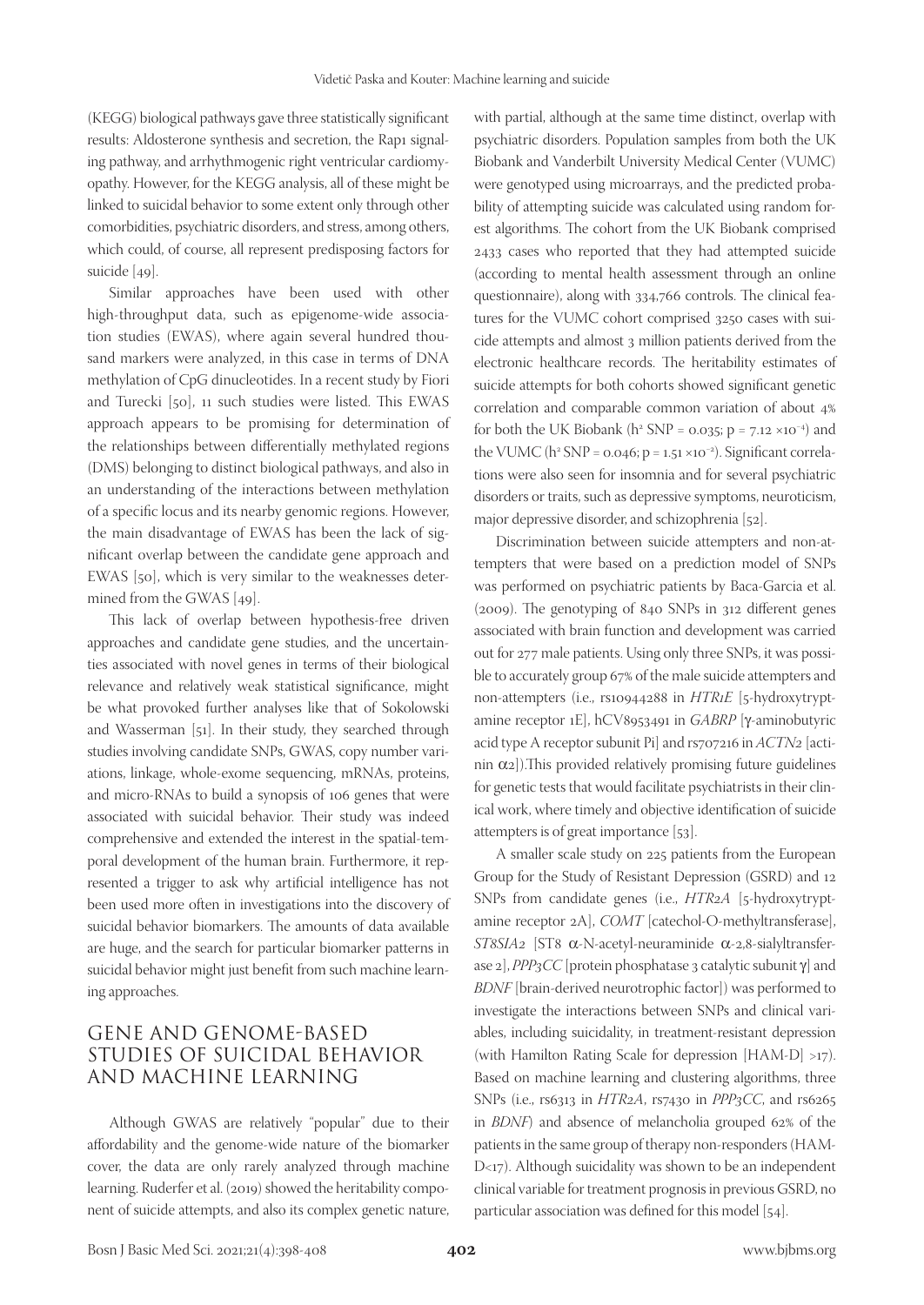(KEGG) biological pathways gave three statistically significant results: Aldosterone synthesis and secretion, the Rap1 signaling pathway, and arrhythmogenic right ventricular cardiomyopathy. However, for the KEGG analysis, all of these might be linked to suicidal behavior to some extent only through other comorbidities, psychiatric disorders, and stress, among others, which could, of course, all represent predisposing factors for suicide [49].

Similar approaches have been used with other high-throughput data, such as epigenome-wide association studies (EWAS), where again several hundred thousand markers were analyzed, in this case in terms of DNA methylation of CpG dinucleotides. In a recent study by Fiori and Turecki [50], 11 such studies were listed. This EWAS approach appears to be promising for determination of the relationships between differentially methylated regions (DMS) belonging to distinct biological pathways, and also in an understanding of the interactions between methylation of a specific locus and its nearby genomic regions. However, the main disadvantage of EWAS has been the lack of significant overlap between the candidate gene approach and EWAS [50], which is very similar to the weaknesses determined from the GWAS [49].

This lack of overlap between hypothesis-free driven approaches and candidate gene studies, and the uncertainties associated with novel genes in terms of their biological relevance and relatively weak statistical significance, might be what provoked further analyses like that of Sokolowski and Wasserman [51]. In their study, they searched through studies involving candidate SNPs, GWAS, copy number variations, linkage, whole-exome sequencing, mRNAs, proteins, and micro-RNAs to build a synopsis of 106 genes that were associated with suicidal behavior. Their study was indeed comprehensive and extended the interest in the spatial-temporal development of the human brain. Furthermore, it represented a trigger to ask why artificial intelligence has not been used more often in investigations into the discovery of suicidal behavior biomarkers. The amounts of data available are huge, and the search for particular biomarker patterns in suicidal behavior might just benefit from such machine learning approaches.

## GENE AND GENOME-BASED STUDIES OF SUICIDAL BEHAVIOR AND MACHINE LEARNING

Although GWAS are relatively "popular" due to their affordability and the genome-wide nature of the biomarker cover, the data are only rarely analyzed through machine learning. Ruderfer et al. (2019) showed the heritability component of suicide attempts, and also its complex genetic nature, with partial, although at the same time distinct, overlap with psychiatric disorders. Population samples from both the UK Biobank and Vanderbilt University Medical Center (VUMC) were genotyped using microarrays, and the predicted probability of attempting suicide was calculated using random forest algorithms. The cohort from the UK Biobank comprised 2433 cases who reported that they had attempted suicide (according to mental health assessment through an online questionnaire), along with 334,766 controls. The clinical features for the VUMC cohort comprised 3250 cases with suicide attempts and almost 3 million patients derived from the electronic healthcare records. The heritability estimates of suicide attempts for both cohorts showed significant genetic correlation and comparable common variation of about 4% for both the UK Biobank ($h^2$ SNP = 0.035; p = 7.12 $\times 10^{-4}$) and the VUMC ($h^2$ SNP = 0.046; p = 1.51 $\times 10^{-2}$). Significant correlations were also seen for insomnia and for several psychiatric disorders or traits, such as depressive symptoms, neuroticism, major depressive disorder, and schizophrenia [52].

Discrimination between suicide attempters and non-attempters that were based on a prediction model of SNPs was performed on psychiatric patients by Baca-Garcia et al. (2009). The genotyping of 840 SNPs in 312 different genes associated with brain function and development was carried out for 277 male patients. Using only three SNPs, it was possible to accurately group 67% of the male suicide attempters and non-attempters (i.e., rs10944288 in *HTR1E* [5-hydroxytryptamine receptor 1E], hCV8953491 in *GABRP* [γ-aminobutyric acid type A receptor subunit Pi] and rs707216 in *ACTN2* [actinin α2]).This provided relatively promising future guidelines for genetic tests that would facilitate psychiatrists in their clinical work, where timely and objective identification of suicide attempters is of great importance [53].

A smaller scale study on 225 patients from the European Group for the Study of Resistant Depression (GSRD) and 12 SNPs from candidate genes (i.e., *HTR2A* [5-hydroxytryptamine receptor 2A], *COMT* [catechol-O-methyltransferase], *ST8SIA2* [ST8 α-N-acetyl-neuraminide α-2,8-sialyltransferase 2], *PPP3CC* [protein phosphatase 3 catalytic subunit γ] and *BDNF* [brain-derived neurotrophic factor]) was performed to investigate the interactions between SNPs and clinical variables, including suicidality, in treatment-resistant depression (with Hamilton Rating Scale for depression [HAM-D] >17). Based on machine learning and clustering algorithms, three SNPs (i.e., rs6313 in *HTR2A*, rs7430 in *PPP3CC*, and rs6265 in *BDNF*) and absence of melancholia grouped 62% of the patients in the same group of therapy non-responders (HAM-D<17). Although suicidality was shown to be an independent clinical variable for treatment prognosis in previous GSRD, no particular association was defined for this model [54].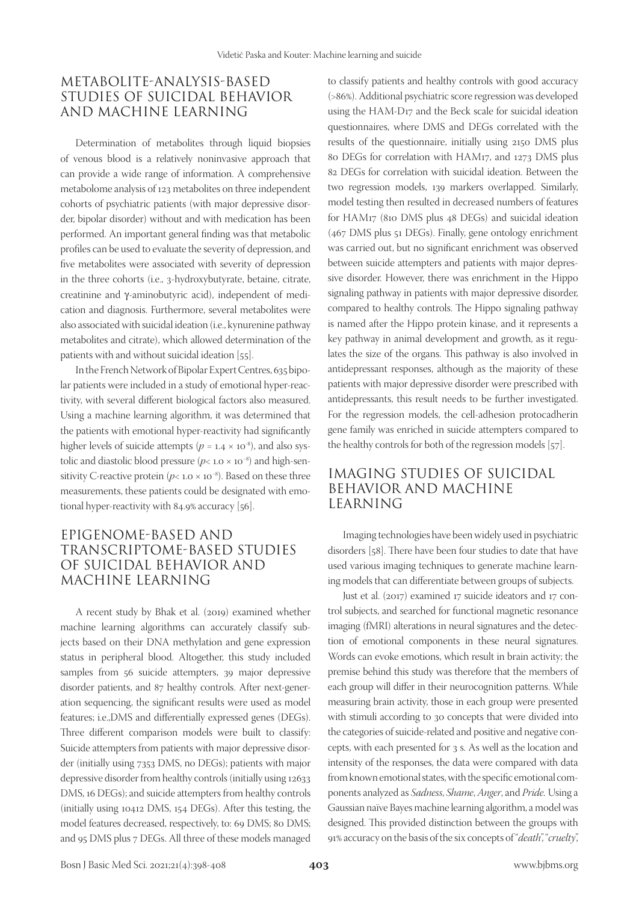## METABOLITE-ANALYSIS-BASED STUDIES OF SUICIDAL BEHAVIOR AND MACHINE LEARNING

Determination of metabolites through liquid biopsies of venous blood is a relatively noninvasive approach that can provide a wide range of information. A comprehensive metabolome analysis of 123 metabolites on three independent cohorts of psychiatric patients (with major depressive disorder, bipolar disorder) without and with medication has been performed. An important general finding was that metabolic profiles can be used to evaluate the severity of depression, and five metabolites were associated with severity of depression in the three cohorts (i.e., 3-hydroxybutyrate, betaine, citrate, creatinine and γ-aminobutyric acid), independent of medication and diagnosis. Furthermore, several metabolites were also associated with suicidal ideation (i.e., kynurenine pathway metabolites and citrate), which allowed determination of the patients with and without suicidal ideation [55].

In the French Network of Bipolar Expert Centres, 635 bipolar patients were included in a study of emotional hyper-reactivity, with several different biological factors also measured. Using a machine learning algorithm, it was determined that the patients with emotional hyper-reactivity had significantly higher levels of suicide attempts ($p = 1.4 \times 10^{-8}$), and also systolic and diastolic blood pressure ($p < 1.0 \times 10^{-8}$) and high-sensitivity C-reactive protein ($p < 1.0 \times 10^{-8}$). Based on these three measurements, these patients could be designated with emotional hyper-reactivity with 84.9% accuracy [56].

## EPIGENOME-BASED AND TRANSCRIPTOME-BASED STUDIES OF SUICIDAL BEHAVIOR AND MACHINE LEARNING

A recent study by Bhak et al. (2019) examined whether machine learning algorithms can accurately classify subjects based on their DNA methylation and gene expression status in peripheral blood. Altogether, this study included samples from 56 suicide attempters, 39 major depressive disorder patients, and 87 healthy controls. After next-generation sequencing, the significant results were used as model features; i.e.,DMS and differentially expressed genes (DEGs). Three different comparison models were built to classify: Suicide attempters from patients with major depressive disorder (initially using 7353 DMS, no DEGs); patients with major depressive disorder from healthy controls (initially using 12633 DMS, 16 DEGs); and suicide attempters from healthy controls (initially using 10412 DMS, 154 DEGs). After this testing, the model features decreased, respectively, to: 69 DMS; 80 DMS; and 95 DMS plus 7 DEGs. All three of these models managed to classify patients and healthy controls with good accuracy (>86%). Additional psychiatric score regression was developed using the HAM-D17 and the Beck scale for suicidal ideation questionnaires, where DMS and DEGs correlated with the results of the questionnaire, initially using 2150 DMS plus 80 DEGs for correlation with HAM17, and 1273 DMS plus 82 DEGs for correlation with suicidal ideation. Between the two regression models, 139 markers overlapped. Similarly, model testing then resulted in decreased numbers of features for HAM17 (810 DMS plus 48 DEGs) and suicidal ideation (467 DMS plus 51 DEGs). Finally, gene ontology enrichment was carried out, but no significant enrichment was observed between suicide attempters and patients with major depressive disorder. However, there was enrichment in the Hippo signaling pathway in patients with major depressive disorder, compared to healthy controls. The Hippo signaling pathway is named after the Hippo protein kinase, and it represents a key pathway in animal development and growth, as it regulates the size of the organs. This pathway is also involved in antidepressant responses, although as the majority of these patients with major depressive disorder were prescribed with antidepressants, this result needs to be further investigated. For the regression models, the cell-adhesion protocadherin gene family was enriched in suicide attempters compared to the healthy controls for both of the regression models [57].

## IMAGING STUDIES OF SUICIDAL BEHAVIOR AND MACHINE LEARNING

Imaging technologies have been widely used in psychiatric disorders [58]. There have been four studies to date that have used various imaging techniques to generate machine learning models that can differentiate between groups of subjects.

Just et al. (2017) examined 17 suicide ideators and 17 control subjects, and searched for functional magnetic resonance imaging (fMRI) alterations in neural signatures and the detection of emotional components in these neural signatures. Words can evoke emotions, which result in brain activity; the premise behind this study was therefore that the members of each group will differ in their neurocognition patterns. While measuring brain activity, those in each group were presented with stimuli according to 30 concepts that were divided into the categories of suicide-related and positive and negative concepts, with each presented for 3 s. As well as the location and intensity of the responses, the data were compared with data from known emotional states, with the specific emotional components analyzed as *Sadness*, *Shame*, *Anger*, and *Pride*. Using a Gaussian naïve Bayes machine learning algorithm, a model was designed. This provided distinction between the groups with 91% accuracy on the basis of the six concepts of "*death*", "*cruelty*",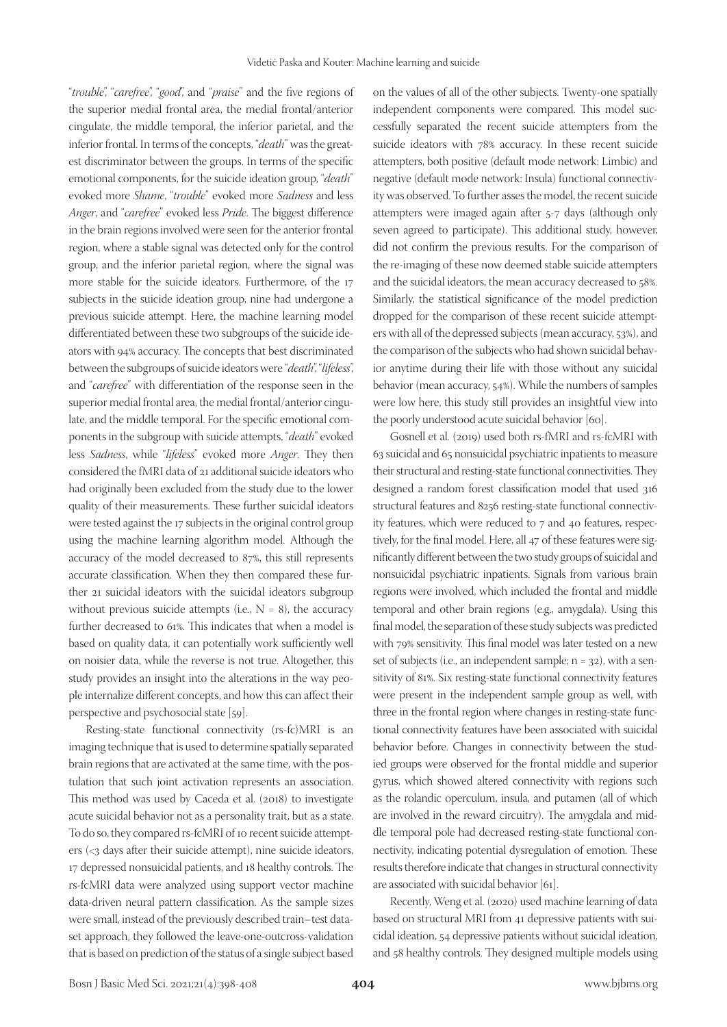"*trouble*", "*carefree*", "*good*", and "*praise*" and the five regions of the superior medial frontal area, the medial frontal/anterior cingulate, the middle temporal, the inferior parietal, and the inferior frontal. In terms of the concepts, "*death*" was the greatest discriminator between the groups. In terms of the specific emotional components, for the suicide ideation group, "*death*" evoked more *Shame*, "*trouble*" evoked more *Sadness* and less *Anger*, and "*carefree*" evoked less *Pride*. The biggest difference in the brain regions involved were seen for the anterior frontal region, where a stable signal was detected only for the control group, and the inferior parietal region, where the signal was more stable for the suicide ideators. Furthermore, of the 17 subjects in the suicide ideation group, nine had undergone a previous suicide attempt. Here, the machine learning model differentiated between these two subgroups of the suicide ideators with 94% accuracy. The concepts that best discriminated between the subgroups of suicide ideators were "*death*", "*lifeless*", and "*carefree*" with differentiation of the response seen in the superior medial frontal area, the medial frontal/anterior cingulate, and the middle temporal. For the specific emotional components in the subgroup with suicide attempts, "*death*" evoked less *Sadness*, while "*lifeless*" evoked more *Anger*. They then considered the fMRI data of 21 additional suicide ideators who had originally been excluded from the study due to the lower quality of their measurements. These further suicidal ideators were tested against the 17 subjects in the original control group using the machine learning algorithm model. Although the accuracy of the model decreased to 87%, this still represents accurate classification. When they then compared these further 21 suicidal ideators with the suicidal ideators subgroup without previous suicide attempts (i.e., N = 8), the accuracy further decreased to 61%. This indicates that when a model is based on quality data, it can potentially work sufficiently well on noisier data, while the reverse is not true. Altogether, this study provides an insight into the alterations in the way people internalize different concepts, and how this can affect their perspective and psychosocial state [59].

Resting-state functional connectivity (rs-fc)MRI is an imaging technique that is used to determine spatially separated brain regions that are activated at the same time, with the postulation that such joint activation represents an association. This method was used by Caceda et al. (2018) to investigate acute suicidal behavior not as a personality trait, but as a state. To do so, they compared rs-fcMRI of 10 recent suicide attempters (<3 days after their suicide attempt), nine suicide ideators, 17 depressed nonsuicidal patients, and 18 healthy controls. The rs-fcMRI data were analyzed using support vector machine data-driven neural pattern classification. As the sample sizes were small, instead of the previously described train–test dataset approach, they followed the leave-one-outcross-validation that is based on prediction of the status of a single subject based on the values of all of the other subjects. Twenty-one spatially independent components were compared. This model successfully separated the recent suicide attempters from the suicide ideators with 78% accuracy. In these recent suicide attempters, both positive (default mode network: Limbic) and negative (default mode network: Insula) functional connectivity was observed. To further asses the model, the recent suicide attempters were imaged again after 5-7 days (although only seven agreed to participate). This additional study, however, did not confirm the previous results. For the comparison of the re-imaging of these now deemed stable suicide attempters and the suicidal ideators, the mean accuracy decreased to 58%. Similarly, the statistical significance of the model prediction dropped for the comparison of these recent suicide attempters with all of the depressed subjects (mean accuracy, 53%), and the comparison of the subjects who had shown suicidal behavior anytime during their life with those without any suicidal behavior (mean accuracy, 54%). While the numbers of samples were low here, this study still provides an insightful view into the poorly understood acute suicidal behavior [60].

Gosnell et al. (2019) used both rs-fMRI and rs-fcMRI with 63 suicidal and 65 nonsuicidal psychiatric inpatients to measure their structural and resting-state functional connectivities. They designed a random forest classification model that used 316 structural features and 8256 resting-state functional connectivity features, which were reduced to 7 and 40 features, respectively, for the final model. Here, all 47 of these features were significantly different between the two study groups of suicidal and nonsuicidal psychiatric inpatients. Signals from various brain regions were involved, which included the frontal and middle temporal and other brain regions (e.g., amygdala). Using this final model, the separation of these study subjects was predicted with 79% sensitivity. This final model was later tested on a new set of subjects (i.e., an independent sample; n = 32), with a sensitivity of 81%. Six resting-state functional connectivity features were present in the independent sample group as well, with three in the frontal region where changes in resting-state functional connectivity features have been associated with suicidal behavior before. Changes in connectivity between the studied groups were observed for the frontal middle and superior gyrus, which showed altered connectivity with regions such as the rolandic operculum, insula, and putamen (all of which are involved in the reward circuitry). The amygdala and middle temporal pole had decreased resting-state functional connectivity, indicating potential dysregulation of emotion. These results therefore indicate that changes in structural connectivity are associated with suicidal behavior [61].

Recently, Weng et al. (2020) used machine learning of data based on structural MRI from 41 depressive patients with suicidal ideation, 54 depressive patients without suicidal ideation, and 58 healthy controls. They designed multiple models using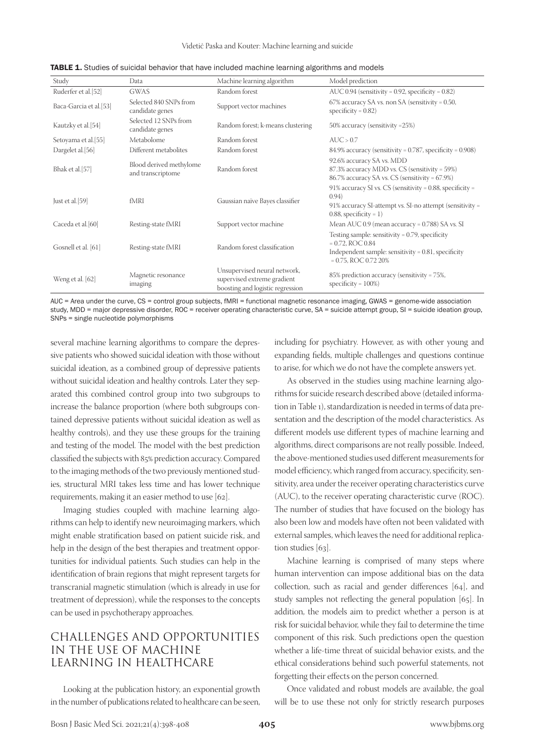**TABLE 1.** Studies of suicidal behavior that have included machine learning algorithms and models

| Study | Data | Machine learning algorithm | Model prediction |
|---|---|---|---|
| Ruderfer et al.[52] | GWAS | Random forest | AUC 0.94 (sensitivity = 0.92, specificity = 0.82) |
| Baca-Garcia et al.[53] | Selected 840 SNPs from candidate genes | Support vector machines | 67% accuracy SA vs. non SA (sensitivity = 0.50, specificity = 0.82) |
| Kautzky et al.[54] | Selected 12 SNPs from candidate genes | Random forest; k-means clustering | 50% accuracy (sensitivity =25%) |
| Setoyama et al.[55] | Metabolome | Random forest | AUC > 0.7 |
| Dargelet al.[56] | Different metabolites | Random forest | 84.9% accuracy (sensitivity = 0.787, specificity = 0.908) |
| Bhak et al.[57] | Blood derived methylome and transcriptome | Random forest | 92.6% accuracy SA vs. MDD<br>87.3% accuracy MDD vs. CS (sensitivity = 59%)<br>86.7% accuracy SA vs. CS (sensitivity = 67.9%) |
| Just et al.[59] | fMRI | Gaussian naïve Bayes classifier | 91% accuracy SI vs. CS (sensitivity = 0.88, specificity = 0.94)<br>91% accuracy SI-attempt vs. SI-no attempt (sensitivity = 0.88, specificity = 1) |
| Caceda et al.[60] | Resting-state fMRI | Support vector machine | Mean AUC 0.9 (mean accuracy = 0.788) SA vs. SI |
| Gosnell et al. [61] | Resting-state fMRI | Random forest classification | Testing sample: sensitivity = 0.79, specificity = 0.72, ROC 0.84<br>Independent sample: sensitivity = 0.81, specificity = 0.75, ROC 0.72 20% |
| Weng et al. [62] | Magnetic resonance imaging | Unsupervised neural network, supervised extreme gradient boosting and logistic regression | 85% prediction accuracy (sensitivity = 75%, specificity = 100%) |

AUC = Area under the curve, CS = control group subjects, fMRI = functional magnetic resonance imaging, GWAS = genome-wide association study, MDD = major depressive disorder, ROC = receiver operating characteristic curve, SA = suicide attempt group, SI = suicide ideation group, SNPs = single nucleotide polymorphisms

several machine learning algorithms to compare the depressive patients who showed suicidal ideation with those without suicidal ideation, as a combined group of depressive patients without suicidal ideation and healthy controls. Later they separated this combined control group into two subgroups to increase the balance proportion (where both subgroups contained depressive patients without suicidal ideation as well as healthy controls), and they use these groups for the training and testing of the model. The model with the best prediction classified the subjects with 85% prediction accuracy. Compared to the imaging methods of the two previously mentioned studies, structural MRI takes less time and has lower technique requirements, making it an easier method to use [62].

Imaging studies coupled with machine learning algorithms can help to identify new neuroimaging markers, which might enable stratification based on patient suicide risk, and help in the design of the best therapies and treatment opportunities for individual patients. Such studies can help in the identification of brain regions that might represent targets for transcranial magnetic stimulation (which is already in use for treatment of depression), while the responses to the concepts can be used in psychotherapy approaches.

## CHALLENGES AND OPPORTUNITIES IN THE USE OF MACHINE LEARNING IN HEALTHCARE

Looking at the publication history, an exponential growth in the number of publications related to healthcare can be seen, including for psychiatry. However, as with other young and expanding fields, multiple challenges and questions continue to arise, for which we do not have the complete answers yet.

As observed in the studies using machine learning algorithms for suicide research described above (detailed information in Table 1), standardization is needed in terms of data presentation and the description of the model characteristics. As different models use different types of machine learning and algorithms, direct comparisons are not really possible. Indeed, the above-mentioned studies used different measurements for model efficiency, which ranged from accuracy, specificity, sensitivity, area under the receiver operating characteristics curve (AUC), to the receiver operating characteristic curve (ROC). The number of studies that have focused on the biology has also been low and models have often not been validated with external samples, which leaves the need for additional replication studies [63].

Machine learning is comprised of many steps where human intervention can impose additional bias on the data collection, such as racial and gender differences [64], and study samples not reflecting the general population [65]. In addition, the models aim to predict whether a person is at risk for suicidal behavior, while they fail to determine the time component of this risk. Such predictions open the question whether a life-time threat of suicidal behavior exists, and the ethical considerations behind such powerful statements, not forgetting their effects on the person concerned.

Once validated and robust models are available, the goal will be to use these not only for strictly research purposes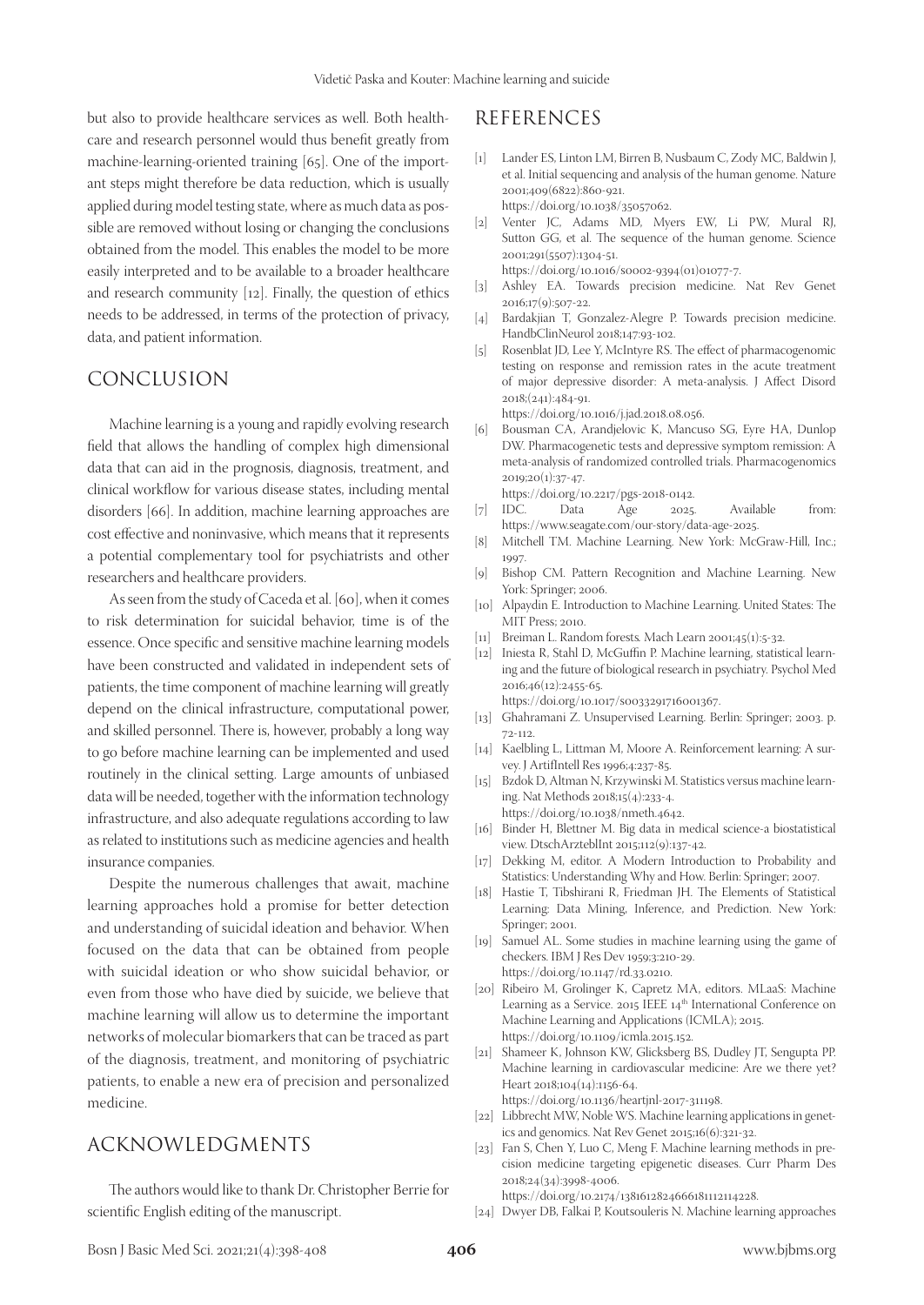but also to provide healthcare services as well. Both healthcare and research personnel would thus benefit greatly from machine-learning-oriented training [65]. One of the important steps might therefore be data reduction, which is usually applied during model testing state, where as much data as possible are removed without losing or changing the conclusions obtained from the model. This enables the model to be more easily interpreted and to be available to a broader healthcare and research community [12]. Finally, the question of ethics needs to be addressed, in terms of the protection of privacy, data, and patient information.

## CONCLUSION

Machine learning is a young and rapidly evolving research field that allows the handling of complex high dimensional data that can aid in the prognosis, diagnosis, treatment, and clinical workflow for various disease states, including mental disorders [66]. In addition, machine learning approaches are cost effective and noninvasive, which means that it represents a potential complementary tool for psychiatrists and other researchers and healthcare providers.

As seen from the study of Caceda et al. [60], when it comes to risk determination for suicidal behavior, time is of the essence. Once specific and sensitive machine learning models have been constructed and validated in independent sets of patients, the time component of machine learning will greatly depend on the clinical infrastructure, computational power, and skilled personnel. There is, however, probably a long way to go before machine learning can be implemented and used routinely in the clinical setting. Large amounts of unbiased data will be needed, together with the information technology infrastructure, and also adequate regulations according to law as related to institutions such as medicine agencies and health insurance companies.

Despite the numerous challenges that await, machine learning approaches hold a promise for better detection and understanding of suicidal ideation and behavior. When focused on the data that can be obtained from people with suicidal ideation or who show suicidal behavior, or even from those who have died by suicide, we believe that machine learning will allow us to determine the important networks of molecular biomarkers that can be traced as part of the diagnosis, treatment, and monitoring of psychiatric patients, to enable a new era of precision and personalized medicine.

## ACKNOWLEDGMENTS

The authors would like to thank Dr. Christopher Berrie for scientific English editing of the manuscript.

## REFERENCES

[1] Lander ES, Linton LM, Birren B, Nusbaum C, Zody MC, Baldwin J, et al. Initial sequencing and analysis of the human genome. Nature 2001;409(6822):860-921. https://doi.org/10.1038/35057062.

[2] Venter JC, Adams MD, Myers EW, Li PW, Mural RJ, Sutton GG, et al. The sequence of the human genome. Science 2001;291(5507):1304-51. https://doi.org/10.1016/s0002-9394(01)01077-7.

[3] Ashley EA. Towards precision medicine. Nat Rev Genet 2016;17(9):507-22.

[4] Bardakjian T, Gonzalez-Alegre P. Towards precision medicine. HandbClinNeurol 2018;147:93-102.

[5] Rosenblat JD, Lee Y, McIntyre RS. The effect of pharmacogenomic testing on response and remission rates in the acute treatment of major depressive disorder: A meta-analysis. J Affect Disord 2018;(241):484-91. https://doi.org/10.1016/j.jad.2018.08.056.

[6] Bousman CA, Arandjelovic K, Mancuso SG, Eyre HA, Dunlop DW. Pharmacogenetic tests and depressive symptom remission: A meta-analysis of randomized controlled trials. Pharmacogenomics 2019;20(1):37-47. https://doi.org/10.2217/pgs-2018-0142.

[7] IDC. Data Age 2025. Available from: https://www.seagate.com/our-story/data-age-2025.

[8] Mitchell TM. Machine Learning. New York: McGraw-Hill, Inc.; 1997.

[9] Bishop CM. Pattern Recognition and Machine Learning. New York: Springer; 2006.

[10] Alpaydin E. Introduction to Machine Learning. United States: The MIT Press; 2010.

[11] Breiman L. Random forests. Mach Learn 2001;45(1):5-32.

[12] Iniesta R, Stahl D, McGuffin P. Machine learning, statistical learning and the future of biological research in psychiatry. Psychol Med 2016;46(12):2455-65. https://doi.org/10.1017/s0033291716001367.

[13] Ghahramani Z. Unsupervised Learning. Berlin: Springer; 2003. p. 72-112.

[14] Kaelbling L, Littman M, Moore A. Reinforcement learning: A survey. J ArtifIntell Res 1996;4:237-85.

[15] Bzdok D, Altman N, Krzywinski M. Statistics versus machine learning. Nat Methods 2018;15(4):233-4. https://doi.org/10.1038/nmeth.4642.

[16] Binder H, Blettner M. Big data in medical science-a biostatistical view. DtschArzteblInt 2015;112(9):137-42.

[17] Dekking M, editor. A Modern Introduction to Probability and Statistics: Understanding Why and How. Berlin: Springer; 2007.

[18] Hastie T, Tibshirani R, Friedman JH. The Elements of Statistical Learning: Data Mining, Inference, and Prediction. New York: Springer; 2001.

[19] Samuel AL. Some studies in machine learning using the game of checkers. IBM J Res Dev 1959;3:210-29. https://doi.org/10.1147/rd.33.0210.

[20] Ribeiro M, Grolinger K, Capretz MA, editors. MLaaS: Machine Learning as a Service. 2015 IEEE 14th International Conference on Machine Learning and Applications (ICMLA); 2015. https://doi.org/10.1109/icmla.2015.152.

[21] Shameer K, Johnson KW, Glicksberg BS, Dudley JT, Sengupta PP. Machine learning in cardiovascular medicine: Are we there yet? Heart 2018;104(14):1156-64. https://doi.org/10.1136/heartjnl-2017-311198.

[22] Libbrecht MW, Noble WS. Machine learning applications in genetics and genomics. Nat Rev Genet 2015;16(6):321-32.

[23] Fan S, Chen Y, Luo C, Meng F. Machine learning methods in precision medicine targeting epigenetic diseases. Curr Pharm Des 2018;24(34):3998-4006. https://doi.org/10.2174/1381612824666181112114228.

[24] Dwyer DB, Falkai P, Koutsouleris N. Machine learning approaches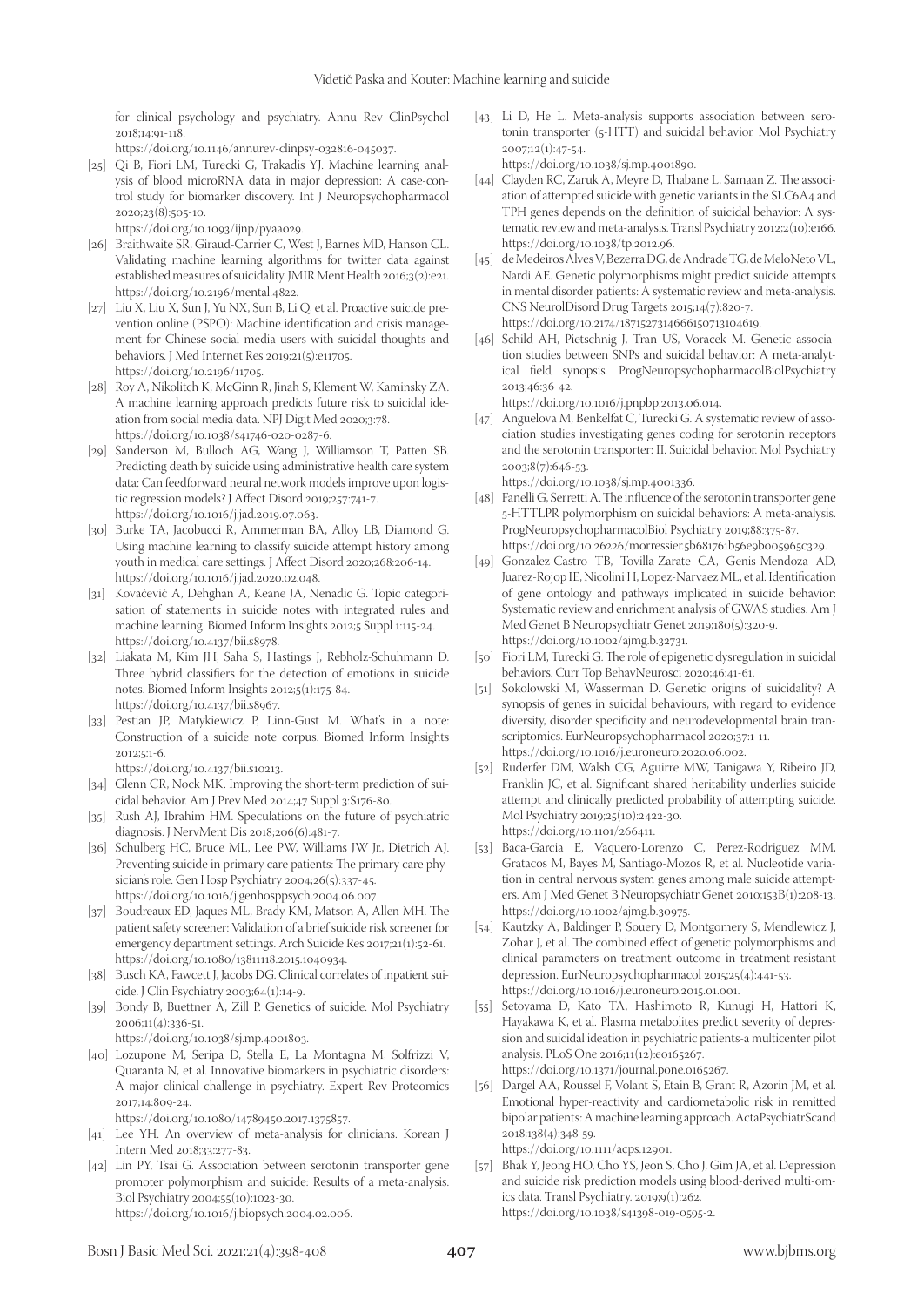for clinical psychology and psychiatry. Annu Rev ClinPsychol 2018;14:91-118.
https://doi.org/10.1146/annurev-clinpsy-032816-045037.

[25] Qi B, Fiori LM, Turecki G, Trakadis YJ. Machine learning analysis of blood microRNA data in major depression: A case-control study for biomarker discovery. Int J Neuropsychopharmacol 2020;23(8):505-10.
https://doi.org/10.1093/ijnp/pyaa029.

[26] Braithwaite SR, Giraud-Carrier C, West J, Barnes MD, Hanson CL. Validating machine learning algorithms for twitter data against established measures of suicidality. JMIR Ment Health 2016;3(2):e21.
https://doi.org/10.2196/mental.4822.

[27] Liu X, Liu X, Sun J, Yu NX, Sun B, Li Q, et al. Proactive suicide prevention online (PSPO): Machine identification and crisis management for Chinese social media users with suicidal thoughts and behaviors. J Med Internet Res 2019;21(5):e11705.
https://doi.org/10.2196/11705.

[28] Roy A, Nikolitch K, McGinn R, Jinah S, Klement W, Kaminsky ZA. A machine learning approach predicts future risk to suicidal ideation from social media data. NPJ Digit Med 2020;3:78.
https://doi.org/10.1038/s41746-020-0287-6.

[29] Sanderson M, Bulloch AG, Wang J, Williamson T, Patten SB. Predicting death by suicide using administrative health care system data: Can feedforward neural network models improve upon logistic regression models? J Affect Disord 2019;257:741-7.
https://doi.org/10.1016/j.jad.2019.07.063.

[30] Burke TA, Jacobucci R, Ammerman BA, Alloy LB, Diamond G. Using machine learning to classify suicide attempt history among youth in medical care settings. J Affect Disord 2020;268:206-14.
https://doi.org/10.1016/j.jad.2020.02.048.

[31] Kovačević A, Dehghan A, Keane JA, Nenadic G. Topic categorisation of statements in suicide notes with integrated rules and machine learning. Biomed Inform Insights 2012;5 Suppl 1:115-24.
https://doi.org/10.4137/bii.s8978.

[32] Liakata M, Kim JH, Saha S, Hastings J, Rebholz-Schuhmann D. Three hybrid classifiers for the detection of emotions in suicide notes. Biomed Inform Insights 2012;5(1):175-84.
https://doi.org/10.4137/bii.s8967.

[33] Pestian JP, Matykiewicz P, Linn-Gust M. What's in a note: Construction of a suicide note corpus. Biomed Inform Insights 2012;5:1-6.
https://doi.org/10.4137/bii.s10213.

[34] Glenn CR, Nock MK. Improving the short-term prediction of suicidal behavior. Am J Prev Med 2014;47 Suppl 3:S176-80.

[35] Rush AJ, Ibrahim HM. Speculations on the future of psychiatric diagnosis. J NervMent Dis 2018;206(6):481-7.

[36] Schulberg HC, Bruce ML, Lee PW, Williams JW Jr., Dietrich AJ. Preventing suicide in primary care patients: The primary care physician's role. Gen Hosp Psychiatry 2004;26(5):337-45.
https://doi.org/10.1016/j.genhosppsych.2004.06.007.

[37] Boudreaux ED, Jaques ML, Brady KM, Matson A, Allen MH. The patient safety screener: Validation of a brief suicide risk screener for emergency department settings. Arch Suicide Res 2017;21(1):52-61.
https://doi.org/10.1080/13811118.2015.1040934.

[38] Busch KA, Fawcett J, Jacobs DG. Clinical correlates of inpatient suicide. J Clin Psychiatry 2003;64(1):14-9.

[39] Bondy B, Buettner A, Zill P. Genetics of suicide. Mol Psychiatry 2006;11(4):336-51.
https://doi.org/10.1038/sj.mp.4001803.

[40] Lozupone M, Seripa D, Stella E, La Montagna M, Solfrizzi V, Quaranta N, et al. Innovative biomarkers in psychiatric disorders: A major clinical challenge in psychiatry. Expert Rev Proteomics 2017;14:809-24.
https://doi.org/10.1080/14789450.2017.1375857.

[41] Lee YH. An overview of meta-analysis for clinicians. Korean J Intern Med 2018;33:277-83.

[42] Lin PY, Tsai G. Association between serotonin transporter gene promoter polymorphism and suicide: Results of a meta-analysis. Biol Psychiatry 2004;55(10):1023-30.
https://doi.org/10.1016/j.biopsych.2004.02.006.

[43] Li D, He L. Meta-analysis supports association between serotonin transporter (5-HTT) and suicidal behavior. Mol Psychiatry 2007;12(1):47-54.
https://doi.org/10.1038/sj.mp.4001890.

[44] Clayden RC, Zaruk A, Meyre D, Thabane L, Samaan Z. The association of attempted suicide with genetic variants in the SLC6A4 and TPH genes depends on the definition of suicidal behavior: A systematic review and meta-analysis. Transl Psychiatry 2012;2(10):e166.
https://doi.org/10.1038/tp.2012.96.

[45] de Medeiros Alves V, Bezerra DG, de Andrade TG, de Melo Neto VL, Nardi AE. Genetic polymorphisms might predict suicide attempts in mental disorder patients: A systematic review and meta-analysis. CNS NeurolDisord Drug Targets 2015;14(7):820-7.
https://doi.org/10.2174/1871527314666150713104619.

[46] Schild AH, Pietschnig J, Tran US, Voracek M. Genetic association studies between SNPs and suicidal behavior: A meta-analytical field synopsis. ProgNeuropsychopharmacolBiolPsychiatry 2013;46:36-42.
https://doi.org/10.1016/j.pnpbp.2013.06.014.

[47] Anguelova M, Benkelfat C, Turecki G. A systematic review of association studies investigating genes coding for serotonin receptors and the serotonin transporter: II. Suicidal behavior. Mol Psychiatry 2003;8(7):646-53.
https://doi.org/10.1038/sj.mp.4001336.

[48] Fanelli G, Serretti A. The influence of the serotonin transporter gene 5-HTTLPR polymorphism on suicidal behaviors: A meta-analysis. ProgNeuropsychopharmacolBiol Psychiatry 2019;88:375-87.
https://doi.org/10.26226/morressier.5b681761b56e9b005965c329.

[49] Gonzalez-Castro TB, Tovilla-Zarate CA, Genis-Mendoza AD, Juarez-Rojop IE, Nicolini H, Lopez-Narvaez ML, et al. Identification of gene ontology and pathways implicated in suicide behavior: Systematic review and enrichment analysis of GWAS studies. Am J Med Genet B Neuropsychiatr Genet 2019;180(5):320-9.
https://doi.org/10.1002/ajmg.b.32731.

[50] Fiori LM, Turecki G. The role of epigenetic dysregulation in suicidal behaviors. Curr Top BehavNeurosci 2020;46:41-61.

[51] Sokolowski M, Wasserman D. Genetic origins of suicidality? A synopsis of genes in suicidal behaviours, with regard to evidence diversity, disorder specificity and neurodevelopmental brain transcriptomics. EurNeuropsychopharmacol 2020;37:1-11.
https://doi.org/10.1016/j.euroneuro.2020.06.002.

[52] Ruderfer DM, Walsh CG, Aguirre MW, Tanigawa Y, Ribeiro JD, Franklin JC, et al. Significant shared heritability underlies suicide attempt and clinically predicted probability of attempting suicide. Mol Psychiatry 2019;25(10):2422-30.
https://doi.org/10.1101/266411.

[53] Baca-Garcia E, Vaquero-Lorenzo C, Perez-Rodriguez MM, Gratacos M, Bayes M, Santiago-Mozos R, et al. Nucleotide variation in central nervous system genes among male suicide attempters. Am J Med Genet B Neuropsychiatr Genet 2010;153B(1):208-13.
https://doi.org/10.1002/ajmg.b.30975.

[54] Kautzky A, Baldinger P, Souery D, Montgomery S, Mendlewicz J, Zohar J, et al. The combined effect of genetic polymorphisms and clinical parameters on treatment outcome in treatment-resistant depression. EurNeuropsychopharmacol 2015;25(4):441-53.
https://doi.org/10.1016/j.euroneuro.2015.01.001.

[55] Setoyama D, Kato TA, Hashimoto R, Kunugi H, Hattori K, Hayakawa K, et al. Plasma metabolites predict severity of depression and suicidal ideation in psychiatric patients-a multicenter pilot analysis. PLoS One 2016;11(12):e0165267.
https://doi.org/10.1371/journal.pone.0165267.

[56] Dargel AA, Roussel F, Volant S, Etain B, Grant R, Azorin JM, et al. Emotional hyper-reactivity and cardiometabolic risk in remitted bipolar patients: A machine learning approach. ActaPsychiatrScand 2018;138(4):348-59.
https://doi.org/10.1111/acps.12901.

[57] Bhak Y, Jeong HO, Cho YS, Jeon S, Cho J, Gim JA, et al. Depression and suicide risk prediction models using blood-derived multi-omics data. Transl Psychiatry. 2019;9(1):262.
https://doi.org/10.1038/s41398-019-0595-2.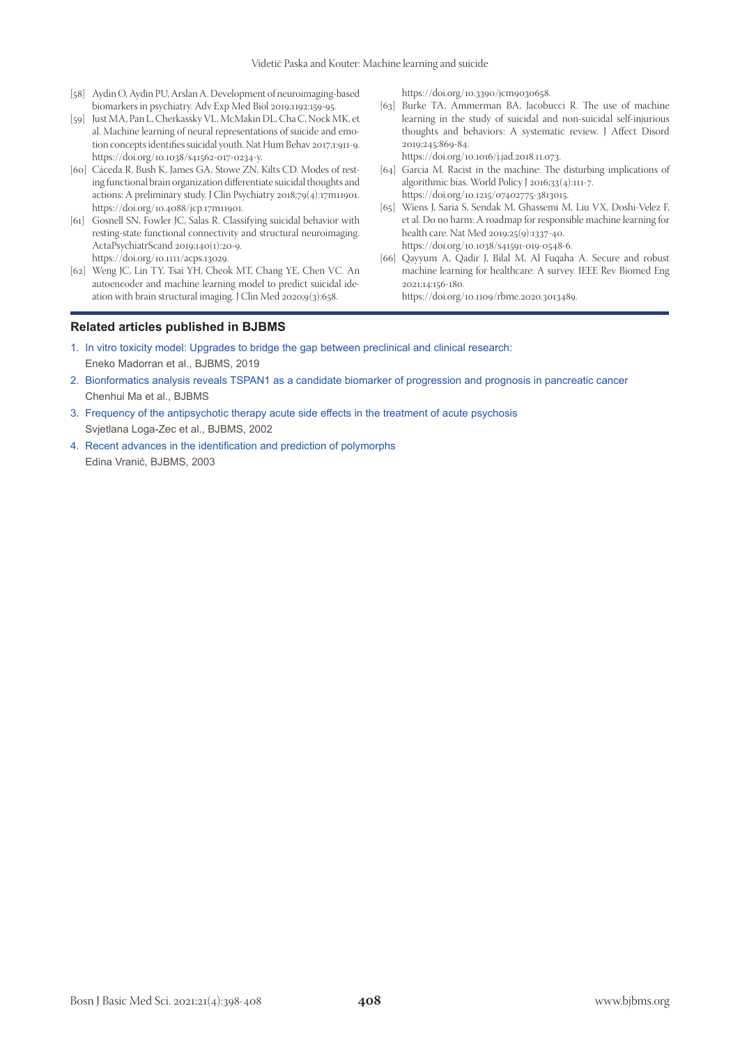[58] Aydin O, Aydin PU, Arslan A. Development of neuroimaging-based biomarkers in psychiatry. Adv Exp Med Biol 2019;1192:159-95.

[59] Just MA, Pan L, Cherkassky VL, McMakin DL, Cha C, Nock MK, et al. Machine learning of neural representations of suicide and emotion concepts identifies suicidal youth. Nat Hum Behav 2017;1:911-9. https://doi.org/10.1038/s41562-017-0234-y.

[60] Cáceda R, Bush K, James GA, Stowe ZN, Kilts CD. Modes of resting functional brain organization differentiate suicidal thoughts and actions: A preliminary study. J Clin Psychiatry 2018;79(4):17m11901. https://doi.org/10.4088/jcp.17m11901.

[61] Gosnell SN, Fowler JC, Salas R. Classifying suicidal behavior with resting-state functional connectivity and structural neuroimaging. ActaPsychiatrScand 2019;140(1):20-9. https://doi.org/10.1111/acps.13029.

[62] Weng JC, Lin TY, Tsai YH, Cheok MT, Chang YE, Chen VC. An autoencoder and machine learning model to predict suicidal ideation with brain structural imaging. J Clin Med 2020;9(3):658. https://doi.org/10.3390/jcm9030658.

[63] Burke TA, Ammerman BA, Jacobucci R. The use of machine learning in the study of suicidal and non-suicidal self-injurious thoughts and behaviors: A systematic review. J Affect Disord 2019;245:869-84. https://doi.org/10.1016/j.jad.2018.11.073.

[64] Garcia M. Racist in the machine: The disturbing implications of algorithmic bias. World Policy J 2016;33(4):111-7. https://doi.org/10.1215/07402775-3813015.

[65] Wiens J, Saria S, Sendak M, Ghassemi M, Liu VX, Doshi-Velez F, et al. Do no harm: A roadmap for responsible machine learning for health care. Nat Med 2019;25(9):1337-40. https://doi.org/10.1038/s41591-019-0548-6.

[66] Qayyum A, Qadir J, Bilal M, Al Fuqaha A. Secure and robust machine learning for healthcare: A survey. IEEE Rev Biomed Eng 2021;14:156-180. https://doi.org/10.1109/rbme.2020.3013489.

## Related articles published in BJBMS

1. In vitro toxicity model: Upgrades to bridge the gap between preclinical and clinical research:
   Eneko Madorran et al., BJBMS, 2019
2. Bionformatics analysis reveals TSPAN1 as a candidate biomarker of progression and prognosis in pancreatic cancer
   Chenhui Ma et al., BJBMS
3. Frequency of the antipsychotic therapy acute side effects in the treatment of acute psychosis
   Svjetlana Loga-Zec et al., BJBMS, 2002
4. Recent advances in the identification and prediction of polymorphs
   Edina Vranić, BJBMS, 2003